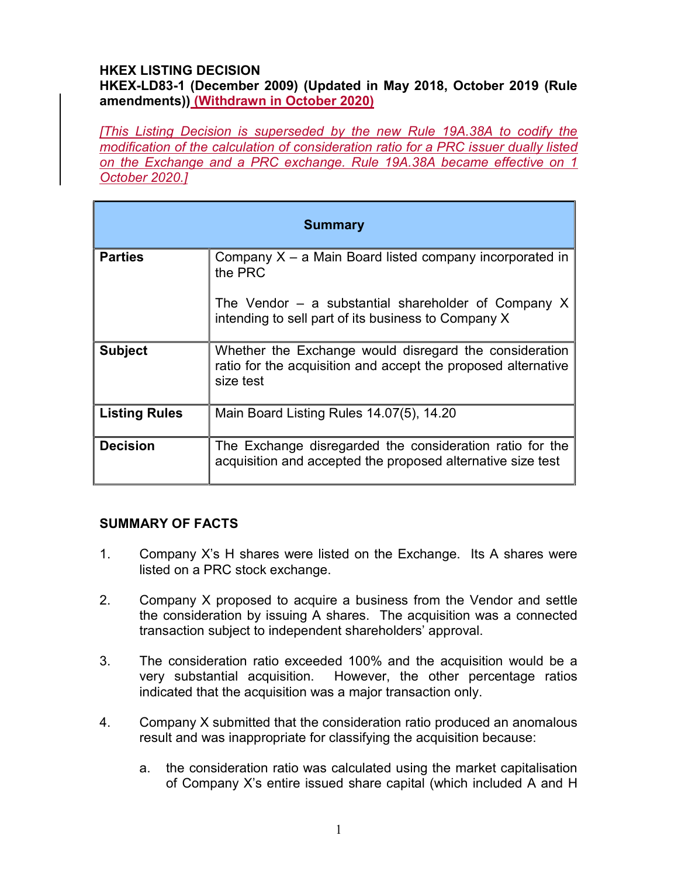**HKEX LISTING DECISION**

**HKEX-LD83-1 (December 2009) (Updated in May 2018, October 2019 (Rule amendments)) (Withdrawn in October 2020)**

*[This Listing Decision is superseded by the new Rule 19A.38A to codify the modification of the calculation of consideration ratio for a PRC issuer dually listed on the Exchange and a PRC exchange. Rule 19A.38A became effective on 1 October 2020.]*

| **Summary** | |
|---|---|
| **Parties** | Company X – a Main Board listed company incorporated in the PRC<br><br>The Vendor – a substantial shareholder of Company X intending to sell part of its business to Company X |
| **Subject** | Whether the Exchange would disregard the consideration ratio for the acquisition and accept the proposed alternative size test |
| **Listing Rules** | Main Board Listing Rules 14.07(5), 14.20 |
| **Decision** | The Exchange disregarded the consideration ratio for the acquisition and accepted the proposed alternative size test |

**SUMMARY OF FACTS**

1. Company X's H shares were listed on the Exchange. Its A shares were listed on a PRC stock exchange.

2. Company X proposed to acquire a business from the Vendor and settle the consideration by issuing A shares. The acquisition was a connected transaction subject to independent shareholders' approval.

3. The consideration ratio exceeded 100% and the acquisition would be a very substantial acquisition. However, the other percentage ratios indicated that the acquisition was a major transaction only.

4. Company X submitted that the consideration ratio produced an anomalous result and was inappropriate for classifying the acquisition because:

   a. the consideration ratio was calculated using the market capitalisation of Company X's entire issued share capital (which included A and H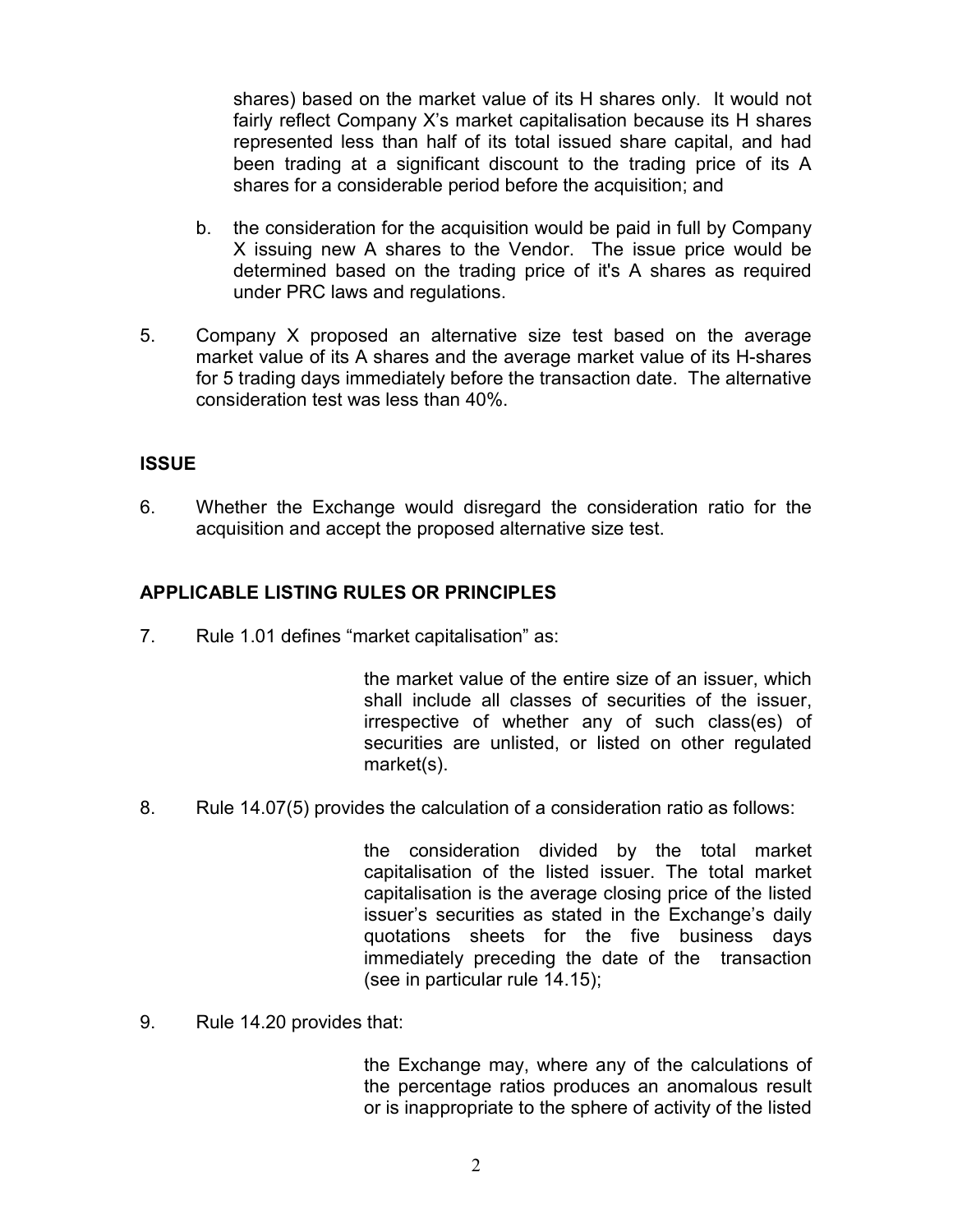shares) based on the market value of its H shares only. It would not fairly reflect Company X's market capitalisation because its H shares represented less than half of its total issued share capital, and had been trading at a significant discount to the trading price of its A shares for a considerable period before the acquisition; and

b. the consideration for the acquisition would be paid in full by Company X issuing new A shares to the Vendor. The issue price would be determined based on the trading price of it's A shares as required under PRC laws and regulations.

5. Company X proposed an alternative size test based on the average market value of its A shares and the average market value of its H-shares for 5 trading days immediately before the transaction date. The alternative consideration test was less than 40%.

## ISSUE

6. Whether the Exchange would disregard the consideration ratio for the acquisition and accept the proposed alternative size test.

## APPLICABLE LISTING RULES OR PRINCIPLES

7. Rule 1.01 defines "market capitalisation" as:

> the market value of the entire size of an issuer, which shall include all classes of securities of the issuer, irrespective of whether any of such class(es) of securities are unlisted, or listed on other regulated market(s).

8. Rule 14.07(5) provides the calculation of a consideration ratio as follows:

> the consideration divided by the total market capitalisation of the listed issuer. The total market capitalisation is the average closing price of the listed issuer's securities as stated in the Exchange's daily quotations sheets for the five business days immediately preceding the date of the transaction (see in particular rule 14.15);

9. Rule 14.20 provides that:

> the Exchange may, where any of the calculations of the percentage ratios produces an anomalous result or is inappropriate to the sphere of activity of the listed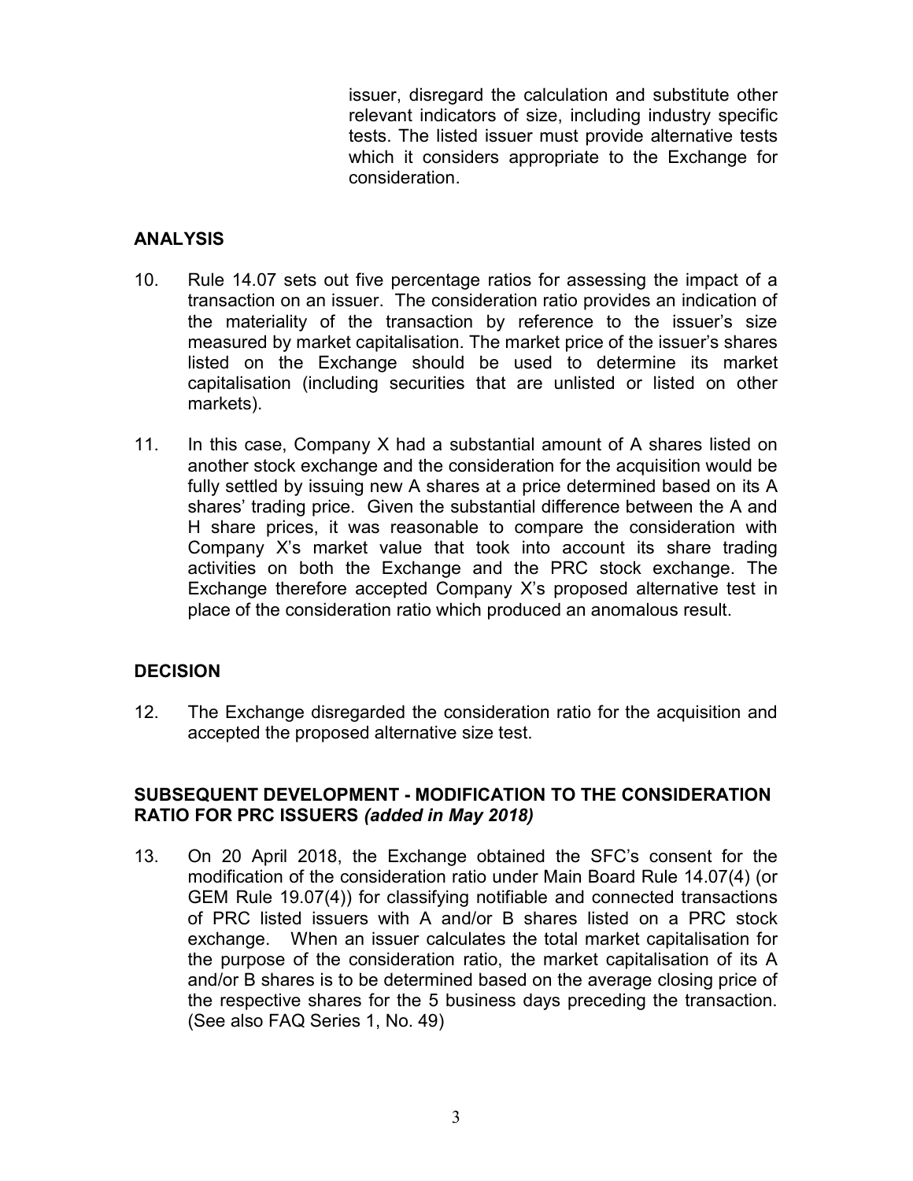issuer, disregard the calculation and substitute other relevant indicators of size, including industry specific tests. The listed issuer must provide alternative tests which it considers appropriate to the Exchange for consideration.

## ANALYSIS

10. Rule 14.07 sets out five percentage ratios for assessing the impact of a transaction on an issuer. The consideration ratio provides an indication of the materiality of the transaction by reference to the issuer's size measured by market capitalisation. The market price of the issuer's shares listed on the Exchange should be used to determine its market capitalisation (including securities that are unlisted or listed on other markets).

11. In this case, Company X had a substantial amount of A shares listed on another stock exchange and the consideration for the acquisition would be fully settled by issuing new A shares at a price determined based on its A shares' trading price. Given the substantial difference between the A and H share prices, it was reasonable to compare the consideration with Company X's market value that took into account its share trading activities on both the Exchange and the PRC stock exchange. The Exchange therefore accepted Company X's proposed alternative test in place of the consideration ratio which produced an anomalous result.

## DECISION

12. The Exchange disregarded the consideration ratio for the acquisition and accepted the proposed alternative size test.

## SUBSEQUENT DEVELOPMENT - MODIFICATION TO THE CONSIDERATION RATIO FOR PRC ISSUERS *(added in May 2018)*

13. On 20 April 2018, the Exchange obtained the SFC's consent for the modification of the consideration ratio under Main Board Rule 14.07(4) (or GEM Rule 19.07(4)) for classifying notifiable and connected transactions of PRC listed issuers with A and/or B shares listed on a PRC stock exchange. When an issuer calculates the total market capitalisation for the purpose of the consideration ratio, the market capitalisation of its A and/or B shares is to be determined based on the average closing price of the respective shares for the 5 business days preceding the transaction. (See also FAQ Series 1, No. 49)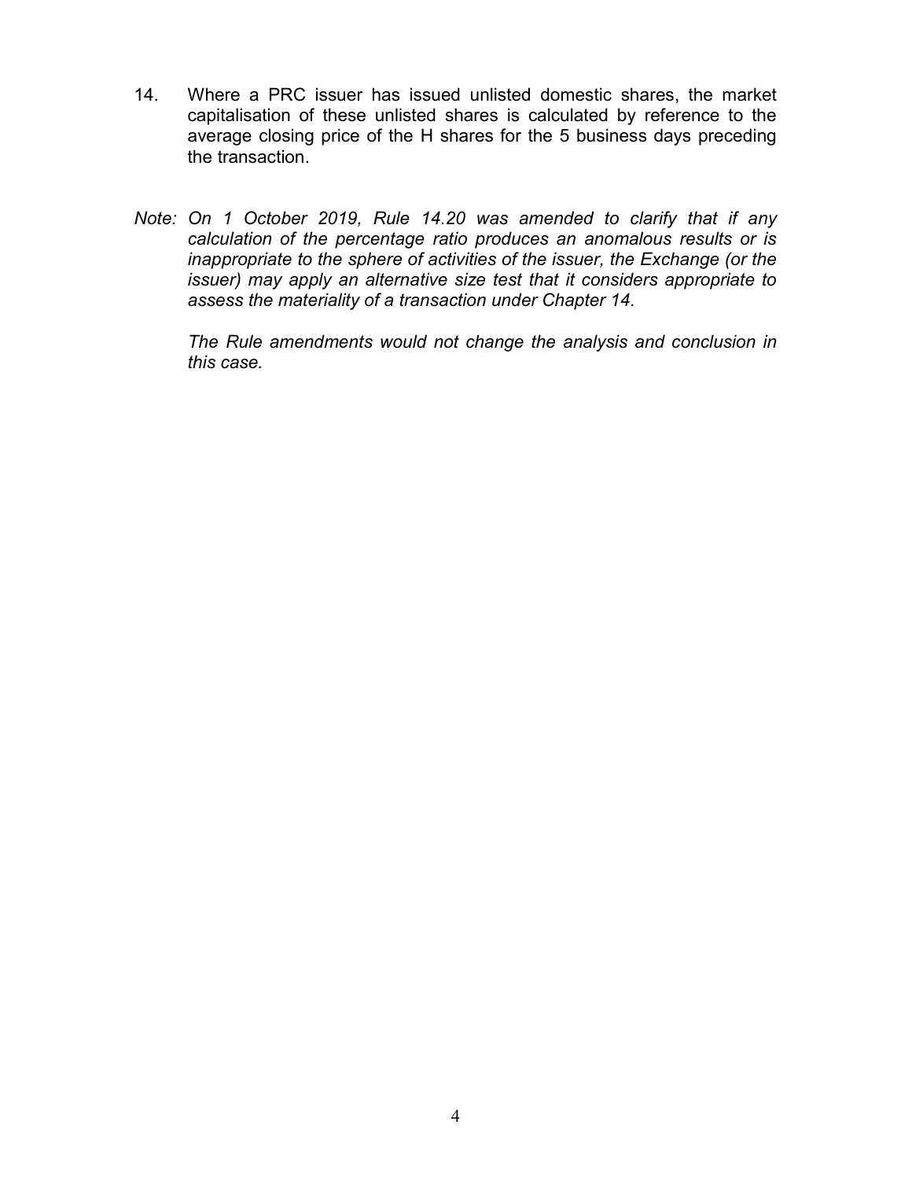14. Where a PRC issuer has issued unlisted domestic shares, the market capitalisation of these unlisted shares is calculated by reference to the average closing price of the H shares for the 5 business days preceding the transaction.

*Note: On 1 October 2019, Rule 14.20 was amended to clarify that if any calculation of the percentage ratio produces an anomalous results or is inappropriate to the sphere of activities of the issuer, the Exchange (or the issuer) may apply an alternative size test that it considers appropriate to assess the materiality of a transaction under Chapter 14.*

*The Rule amendments would not change the analysis and conclusion in this case.*